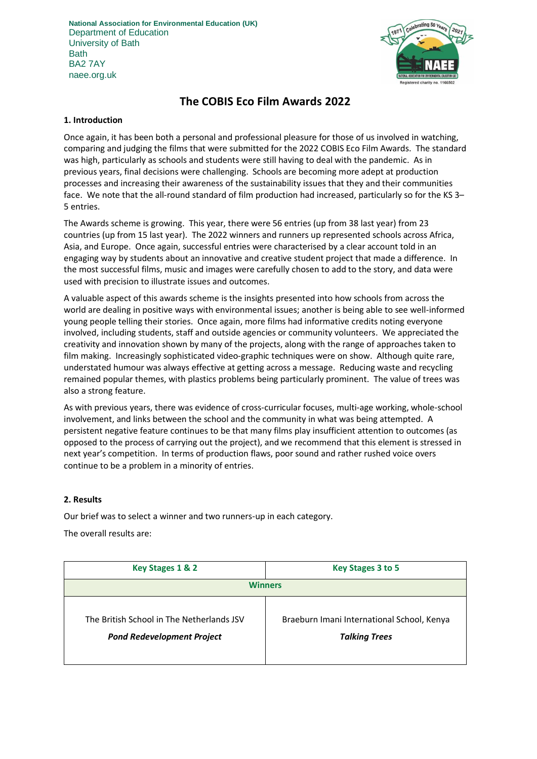National Association for Environmental Education (UK)
Department of Education
University of Bath
Bath
BA2 7AY
naee.org.uk

# The COBIS Eco Film Awards 2022

## 1. Introduction

Once again, it has been both a personal and professional pleasure for those of us involved in watching, comparing and judging the films that were submitted for the 2022 COBIS Eco Film Awards. The standard was high, particularly as schools and students were still having to deal with the pandemic. As in previous years, final decisions were challenging. Schools are becoming more adept at production processes and increasing their awareness of the sustainability issues that they and their communities face. We note that the all-round standard of film production had increased, particularly so for the KS 3–5 entries.

The Awards scheme is growing. This year, there were 56 entries (up from 38 last year) from 23 countries (up from 15 last year). The 2022 winners and runners up represented schools across Africa, Asia, and Europe. Once again, successful entries were characterised by a clear account told in an engaging way by students about an innovative and creative student project that made a difference. In the most successful films, music and images were carefully chosen to add to the story, and data were used with precision to illustrate issues and outcomes.

A valuable aspect of this awards scheme is the insights presented into how schools from across the world are dealing in positive ways with environmental issues; another is being able to see well-informed young people telling their stories. Once again, more films had informative credits noting everyone involved, including students, staff and outside agencies or community volunteers. We appreciated the creativity and innovation shown by many of the projects, along with the range of approaches taken to film making. Increasingly sophisticated video-graphic techniques were on show. Although quite rare, understated humour was always effective at getting across a message. Reducing waste and recycling remained popular themes, with plastics problems being particularly prominent. The value of trees was also a strong feature.

As with previous years, there was evidence of cross-curricular focuses, multi-age working, whole-school involvement, and links between the school and the community in what was being attempted. A persistent negative feature continues to be that many films play insufficient attention to outcomes (as opposed to the process of carrying out the project), and we recommend that this element is stressed in next year's competition. In terms of production flaws, poor sound and rather rushed voice overs continue to be a problem in a minority of entries.

## 2. Results

Our brief was to select a winner and two runners-up in each category.

The overall results are:

| Key Stages 1 & 2 | Key Stages 3 to 5 |
|---|---|
| **Winners** | |
| The British School in The Netherlands JSV<br>***Pond Redevelopment Project*** | Braeburn Imani International School, Kenya<br>***Talking Trees*** |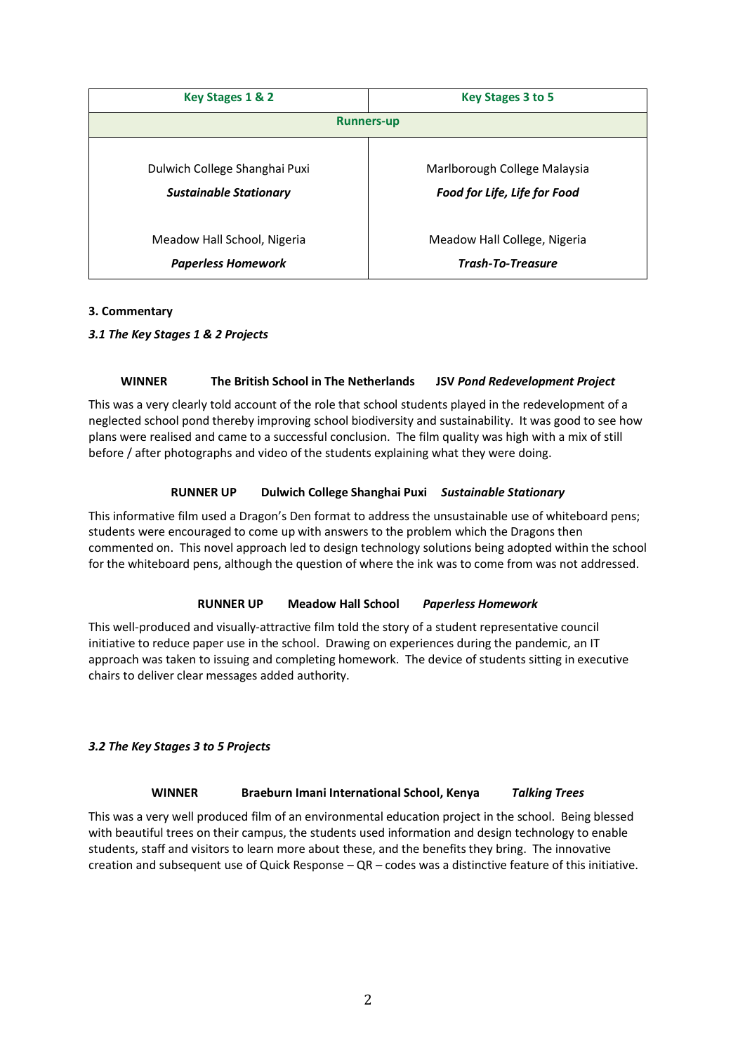| Key Stages 1 & 2 | Key Stages 3 to 5 |
| --- | --- |
| **Runners-up** | |
| Dulwich College Shanghai Puxi<br>***Sustainable Stationary*** | Marlborough College Malaysia<br>***Food for Life, Life for Food*** |
| Meadow Hall School, Nigeria<br>***Paperless Homework*** | Meadow Hall College, Nigeria<br>***Trash-To-Treasure*** |

**3. Commentary**

***3.1 The Key Stages 1 & 2 Projects***

**WINNER The British School in The Netherlands JSV *Pond Redevelopment Project***

This was a very clearly told account of the role that school students played in the redevelopment of a neglected school pond thereby improving school biodiversity and sustainability. It was good to see how plans were realised and came to a successful conclusion. The film quality was high with a mix of still before / after photographs and video of the students explaining what they were doing.

**RUNNER UP Dulwich College Shanghai Puxi *Sustainable Stationary***

This informative film used a Dragon's Den format to address the unsustainable use of whiteboard pens; students were encouraged to come up with answers to the problem which the Dragons then commented on. This novel approach led to design technology solutions being adopted within the school for the whiteboard pens, although the question of where the ink was to come from was not addressed.

**RUNNER UP Meadow Hall School *Paperless Homework***

This well-produced and visually-attractive film told the story of a student representative council initiative to reduce paper use in the school. Drawing on experiences during the pandemic, an IT approach was taken to issuing and completing homework. The device of students sitting in executive chairs to deliver clear messages added authority.

***3.2 The Key Stages 3 to 5 Projects***

**WINNER Braeburn Imani International School, Kenya *Talking Trees***

This was a very well produced film of an environmental education project in the school. Being blessed with beautiful trees on their campus, the students used information and design technology to enable students, staff and visitors to learn more about these, and the benefits they bring. The innovative creation and subsequent use of Quick Response – QR – codes was a distinctive feature of this initiative.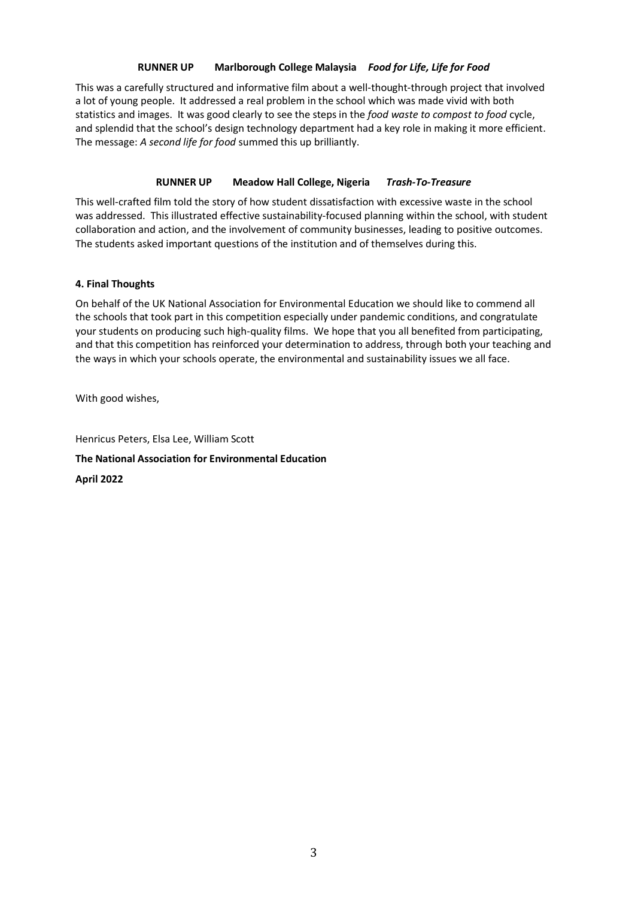**RUNNER UP Marlborough College Malaysia *Food for Life, Life for Food***

This was a carefully structured and informative film about a well-thought-through project that involved a lot of young people. It addressed a real problem in the school which was made vivid with both statistics and images. It was good clearly to see the steps in the *food waste to compost to food* cycle, and splendid that the school's design technology department had a key role in making it more efficient. The message: *A second life for food* summed this up brilliantly.

**RUNNER UP Meadow Hall College, Nigeria *Trash-To-Treasure***

This well-crafted film told the story of how student dissatisfaction with excessive waste in the school was addressed. This illustrated effective sustainability-focused planning within the school, with student collaboration and action, and the involvement of community businesses, leading to positive outcomes. The students asked important questions of the institution and of themselves during this.

## 4. Final Thoughts

On behalf of the UK National Association for Environmental Education we should like to commend all the schools that took part in this competition especially under pandemic conditions, and congratulate your students on producing such high-quality films. We hope that you all benefited from participating, and that this competition has reinforced your determination to address, through both your teaching and the ways in which your schools operate, the environmental and sustainability issues we all face.

With good wishes,

Henricus Peters, Elsa Lee, William Scott

**The National Association for Environmental Education**

**April 2022**